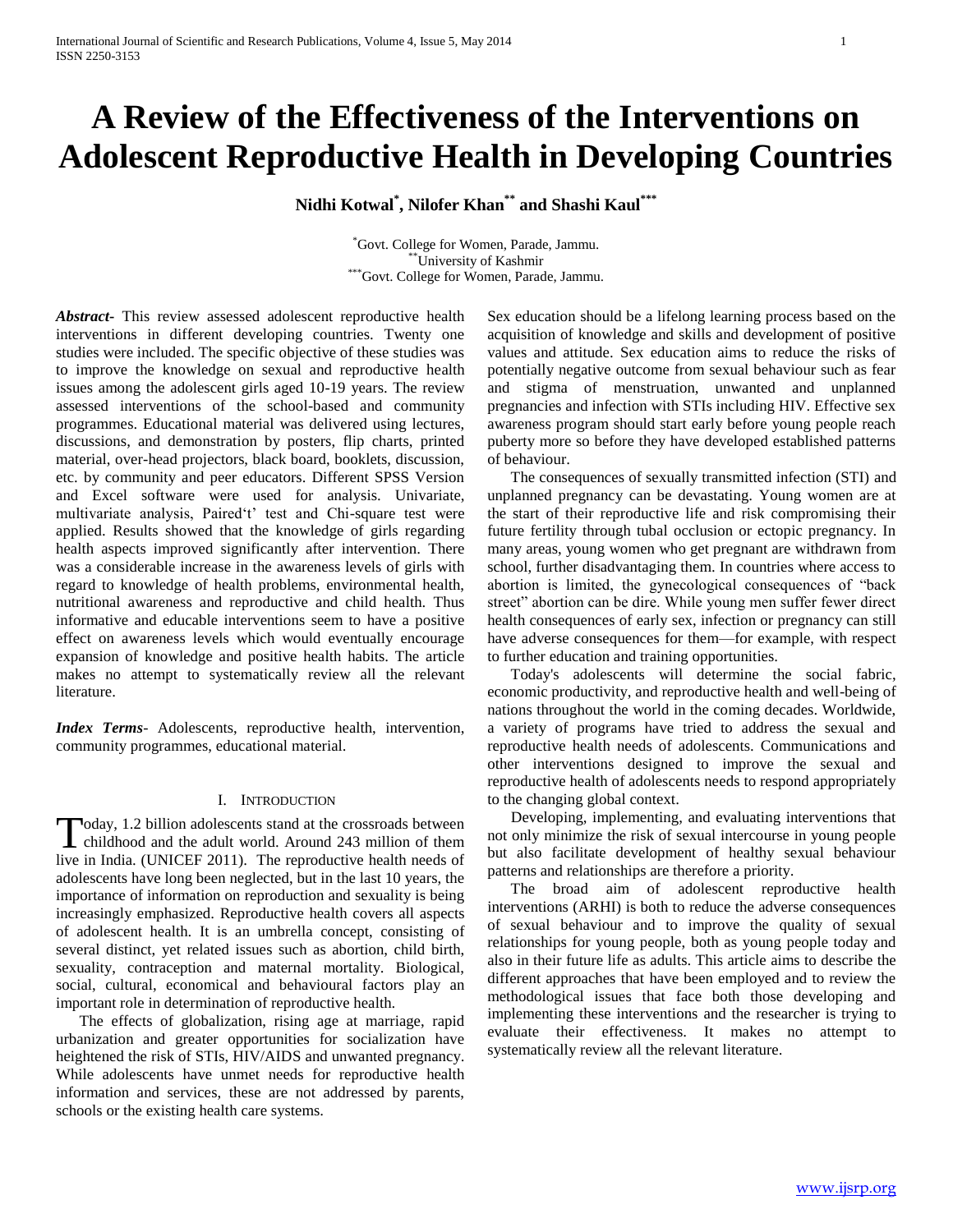# A Review of the Effectiveness of the Interventions on Adolescent Reproductive Health in Developing Countries

**Nidhi Kotwal[*], Nilofer Khan[**] and Shashi Kaul[***]**

[*] Govt. College for Women, Parade, Jammu.
[**] University of Kashmir
[***] Govt. College for Women, Parade, Jammu.

***Abstract***- This review assessed adolescent reproductive health interventions in different developing countries. Twenty one studies were included. The specific objective of these studies was to improve the knowledge on sexual and reproductive health issues among the adolescent girls aged 10-19 years. The review assessed interventions of the school-based and community programmes. Educational material was delivered using lectures, discussions, and demonstration by posters, flip charts, printed material, over-head projectors, black board, booklets, discussion, etc. by community and peer educators. Different SPSS Version and Excel software were used for analysis. Univariate, multivariate analysis, Paired't' test and Chi-square test were applied. Results showed that the knowledge of girls regarding health aspects improved significantly after intervention. There was a considerable increase in the awareness levels of girls with regard to knowledge of health problems, environmental health, nutritional awareness and reproductive and child health. Thus informative and educable interventions seem to have a positive effect on awareness levels which would eventually encourage expansion of knowledge and positive health habits. The article makes no attempt to systematically review all the relevant literature.

***Index Terms***- Adolescents, reproductive health, intervention, community programmes, educational material.

## I. Introduction

Today, 1.2 billion adolescents stand at the crossroads between childhood and the adult world. Around 243 million of them live in India. (UNICEF 2011). The reproductive health needs of adolescents have long been neglected, but in the last 10 years, the importance of information on reproduction and sexuality is being increasingly emphasized. Reproductive health covers all aspects of adolescent health. It is an umbrella concept, consisting of several distinct, yet related issues such as abortion, child birth, sexuality, contraception and maternal mortality. Biological, social, cultural, economical and behavioural factors play an important role in determination of reproductive health.

The effects of globalization, rising age at marriage, rapid urbanization and greater opportunities for socialization have heightened the risk of STIs, HIV/AIDS and unwanted pregnancy. While adolescents have unmet needs for reproductive health information and services, these are not addressed by parents, schools or the existing health care systems.

Sex education should be a lifelong learning process based on the acquisition of knowledge and skills and development of positive values and attitude. Sex education aims to reduce the risks of potentially negative outcome from sexual behaviour such as fear and stigma of menstruation, unwanted and unplanned pregnancies and infection with STIs including HIV. Effective sex awareness program should start early before young people reach puberty more so before they have developed established patterns of behaviour.

The consequences of sexually transmitted infection (STI) and unplanned pregnancy can be devastating. Young women are at the start of their reproductive life and risk compromising their future fertility through tubal occlusion or ectopic pregnancy. In many areas, young women who get pregnant are withdrawn from school, further disadvantaging them. In countries where access to abortion is limited, the gynecological consequences of "back street" abortion can be dire. While young men suffer fewer direct health consequences of early sex, infection or pregnancy can still have adverse consequences for them—for example, with respect to further education and training opportunities.

Today's adolescents will determine the social fabric, economic productivity, and reproductive health and well-being of nations throughout the world in the coming decades. Worldwide, a variety of programs have tried to address the sexual and reproductive health needs of adolescents. Communications and other interventions designed to improve the sexual and reproductive health of adolescents needs to respond appropriately to the changing global context.

Developing, implementing, and evaluating interventions that not only minimize the risk of sexual intercourse in young people but also facilitate development of healthy sexual behaviour patterns and relationships are therefore a priority.

The broad aim of adolescent reproductive health interventions (ARHI) is both to reduce the adverse consequences of sexual behaviour and to improve the quality of sexual relationships for young people, both as young people today and also in their future life as adults. This article aims to describe the different approaches that have been employed and to review the methodological issues that face both those developing and implementing these interventions and the researcher is trying to evaluate their effectiveness. It makes no attempt to systematically review all the relevant literature.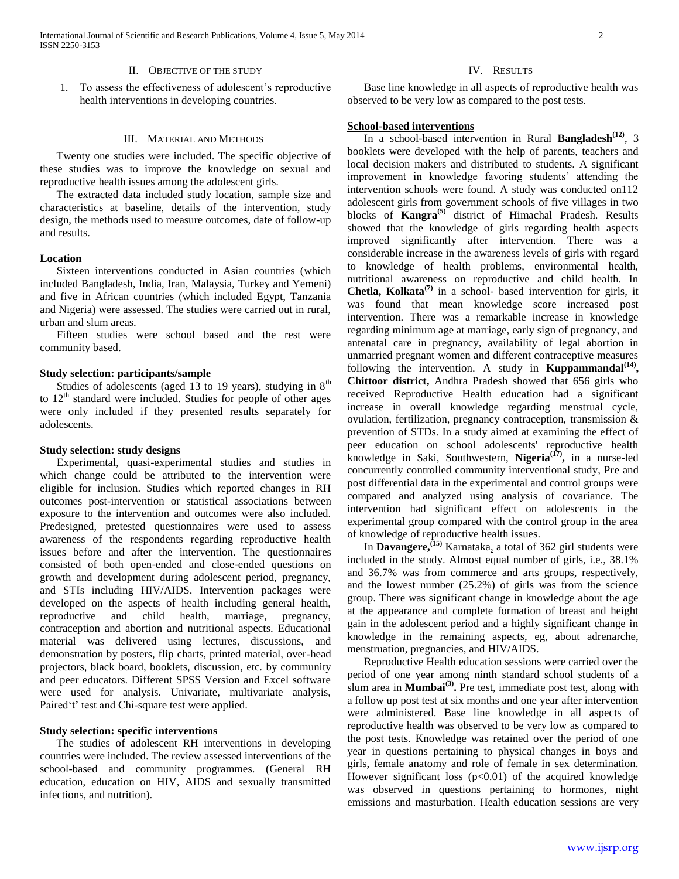## II. Objective of the Study

1. To assess the effectiveness of adolescent's reproductive health interventions in developing countries.

## III. Material and Methods

Twenty one studies were included. The specific objective of these studies was to improve the knowledge on sexual and reproductive health issues among the adolescent girls.

The extracted data included study location, sample size and characteristics at baseline, details of the intervention, study design, the methods used to measure outcomes, date of follow-up and results.

### Location

Sixteen interventions conducted in Asian countries (which included Bangladesh, India, Iran, Malaysia, Turkey and Yemeni) and five in African countries (which included Egypt, Tanzania and Nigeria) were assessed. The studies were carried out in rural, urban and slum areas.

Fifteen studies were school based and the rest were community based.

### Study selection: participants/sample

Studies of adolescents (aged 13 to 19 years), studying in 8th to 12th standard were included. Studies for people of other ages were only included if they presented results separately for adolescents.

### Study selection: study designs

Experimental, quasi-experimental studies and studies in which change could be attributed to the intervention were eligible for inclusion. Studies which reported changes in RH outcomes post-intervention or statistical associations between exposure to the intervention and outcomes were also included. Predesigned, pretested questionnaires were used to assess awareness of the respondents regarding reproductive health issues before and after the intervention. The questionnaires consisted of both open-ended and close-ended questions on growth and development during adolescent period, pregnancy, and STIs including HIV/AIDS. Intervention packages were developed on the aspects of health including general health, reproductive and child health, marriage, pregnancy, contraception and abortion and nutritional aspects. Educational material was delivered using lectures, discussions, and demonstration by posters, flip charts, printed material, over-head projectors, black board, booklets, discussion, etc. by community and peer educators. Different SPSS Version and Excel software were used for analysis. Univariate, multivariate analysis, Paired't' test and Chi-square test were applied.

### Study selection: specific interventions

The studies of adolescent RH interventions in developing countries were included. The review assessed interventions of the school-based and community programmes. (General RH education, education on HIV, AIDS and sexually transmitted infections, and nutrition).

## IV. Results

Base line knowledge in all aspects of reproductive health was observed to be very low as compared to the post tests.

### School-based interventions

In a school-based intervention in Rural **Bangladesh**[12], 3 booklets were developed with the help of parents, teachers and local decision makers and distributed to students. A significant improvement in knowledge favoring students' attending the intervention schools were found. A study was conducted on112 adolescent girls from government schools of five villages in two blocks of **Kangra**[5] district of Himachal Pradesh. Results showed that the knowledge of girls regarding health aspects improved significantly after intervention. There was a considerable increase in the awareness levels of girls with regard to knowledge of health problems, environmental health, nutritional awareness on reproductive and child health. In **Chetla, Kolkata**[7] in a school- based intervention for girls, it was found that mean knowledge score increased post intervention. There was a remarkable increase in knowledge regarding minimum age at marriage, early sign of pregnancy, and antenatal care in pregnancy, availability of legal abortion in unmarried pregnant women and different contraceptive measures following the intervention. A study in **Kuppammandal**[14]**, Chittoor district,** Andhra Pradesh showed that 656 girls who received Reproductive Health education had a significant increase in overall knowledge regarding menstrual cycle, ovulation, fertilization, pregnancy contraception, transmission & prevention of STDs. In a study aimed at examining the effect of peer education on school adolescents' reproductive health knowledge in Saki, Southwestern, **Nigeria**[17]**,** in a nurse-led concurrently controlled community interventional study, Pre and post differential data in the experimental and control groups were compared and analyzed using analysis of covariance. The intervention had significant effect on adolescents in the experimental group compared with the control group in the area of knowledge of reproductive health issues.

In **Davangere,**[15] Karnataka, a total of 362 girl students were included in the study. Almost equal number of girls, i.e., 38.1% and 36.7% was from commerce and arts groups, respectively, and the lowest number (25.2%) of girls was from the science group. There was significant change in knowledge about the age at the appearance and complete formation of breast and height gain in the adolescent period and a highly significant change in knowledge in the remaining aspects, eg, about adrenarche, menstruation, pregnancies, and HIV/AIDS.

Reproductive Health education sessions were carried over the period of one year among ninth standard school students of a slum area in **Mumbai**[3]**.** Pre test, immediate post test, along with a follow up post test at six months and one year after intervention were administered. Base line knowledge in all aspects of reproductive health was observed to be very low as compared to the post tests. Knowledge was retained over the period of one year in questions pertaining to physical changes in boys and girls, female anatomy and role of female in sex determination. However significant loss ($p<0.01$) of the acquired knowledge was observed in questions pertaining to hormones, night emissions and masturbation. Health education sessions are very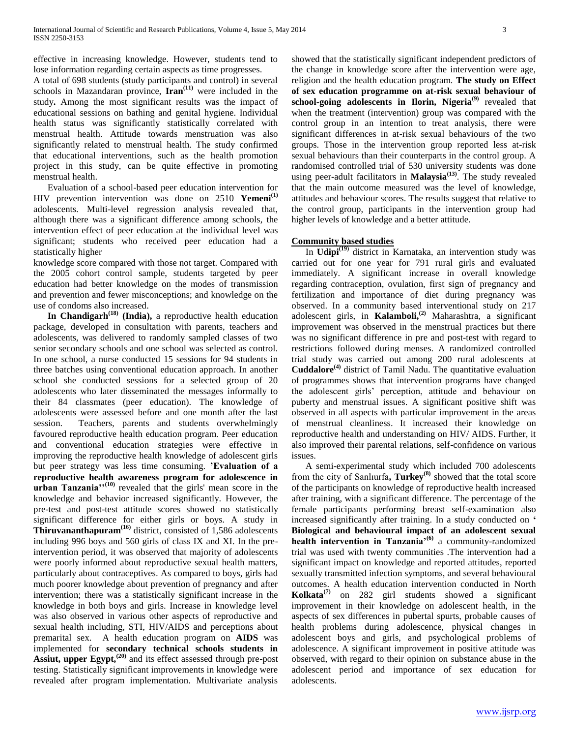effective in increasing knowledge. However, students tend to lose information regarding certain aspects as time progresses.

A total of 698 students (study participants and control) in several schools in Mazandaran province, **Iran**[11] were included in the study**.** Among the most significant results was the impact of educational sessions on bathing and genital hygiene. Individual health status was significantly statistically correlated with menstrual health. Attitude towards menstruation was also significantly related to menstrual health. The study confirmed that educational interventions, such as the health promotion project in this study, can be quite effective in promoting menstrual health.

Evaluation of a school-based peer education intervention for HIV prevention intervention was done on 2510 **Yemeni**[1] adolescents. Multi-level regression analysis revealed that, although there was a significant difference among schools, the intervention effect of peer education at the individual level was significant; students who received peer education had a statistically higher knowledge score compared with those not target. Compared with the 2005 cohort control sample, students targeted by peer education had better knowledge on the modes of transmission and prevention and fewer misconceptions; and knowledge on the use of condoms also increased.

**In Chandigarh**[18] **(India),** a reproductive health education package, developed in consultation with parents, teachers and adolescents, was delivered to randomly sampled classes of two senior secondary schools and one school was selected as control. In one school, a nurse conducted 15 sessions for 94 students in three batches using conventional education approach. In another school she conducted sessions for a selected group of 20 adolescents who later disseminated the messages informally to their 84 classmates (peer education). The knowledge of adolescents were assessed before and one month after the last session. Teachers, parents and students overwhelmingly favoured reproductive health education program. Peer education and conventional education strategies were effective in improving the reproductive health knowledge of adolescent girls but peer strategy was less time consuming. **'Evaluation of a reproductive health awareness program for adolescence in urban Tanzania''**[10] revealed that the girls' mean score in the knowledge and behavior increased significantly. However, the pre-test and post-test attitude scores showed no statistically significant difference for either girls or boys. A study in **Thiruvananthapuram**[16] district, consisted of 1,586 adolescents including 996 boys and 560 girls of class IX and XI. In the pre-intervention period, it was observed that majority of adolescents were poorly informed about reproductive sexual health matters, particularly about contraceptives. As compared to boys, girls had much poorer knowledge about prevention of pregnancy and after intervention; there was a statistically significant increase in the knowledge in both boys and girls. Increase in knowledge level was also observed in various other aspects of reproductive and sexual health including, STI, HIV/AIDS and perceptions about premarital sex. A health education program on **AIDS** was implemented for **secondary technical schools students in Assiut, upper Egypt,**[20] and its effect assessed through pre-post testing. Statistically significant improvements in knowledge were revealed after program implementation. Multivariate analysis showed that the statistically significant independent predictors of the change in knowledge score after the intervention were age, religion and the health education program. **The study on Effect of sex education programme on at-risk sexual behaviour of school-going adolescents in Ilorin, Nigeria**[9] revealed that when the treatment (intervention) group was compared with the control group in an intention to treat analysis, there were significant differences in at-risk sexual behaviours of the two groups. Those in the intervention group reported less at-risk sexual behaviours than their counterparts in the control group. A randomised controlled trial of 530 university students was done using peer-adult facilitators in **Malaysia**[13]. The study revealed that the main outcome measured was the level of knowledge, attitudes and behaviour scores. The results suggest that relative to the control group, participants in the intervention group had higher levels of knowledge and a better attitude.

## Community based studies

In **Udipi**[19] district in Karnataka, an intervention study was carried out for one year for 791 rural girls and evaluated immediately. A significant increase in overall knowledge regarding contraception, ovulation, first sign of pregnancy and fertilization and importance of diet during pregnancy was observed. In a community based interventional study on 217 adolescent girls, in **Kalamboli,**[2] Maharashtra, a significant improvement was observed in the menstrual practices but there was no significant difference in pre and post-test with regard to restrictions followed during menses. A randomized controlled trial study was carried out among 200 rural adolescents at **Cuddalore**[4] district of Tamil Nadu. The quantitative evaluation of programmes shows that intervention programs have changed the adolescent girls' perception, attitude and behaviour on puberty and menstrual issues. A significant positive shift was observed in all aspects with particular improvement in the areas of menstrual cleanliness. It increased their knowledge on reproductive health and understanding on HIV/ AIDS. Further, it also improved their parental relations, self-confidence on various issues.

A semi-experimental study which included 700 adolescents from the city of Sanlıurfa**, Turkey**[8] showed that the total score of the participants on knowledge of reproductive health increased after training, with a significant difference. The percentage of the female participants performing breast self-examination also increased significantly after training. In a study conducted on **' Biological and behavioural impact of an adolescent sexual health intervention in Tanzania'**[6] a community-randomized trial was used with twenty communities .The intervention had a significant impact on knowledge and reported attitudes, reported sexually transmitted infection symptoms, and several behavioural outcomes. A health education intervention conducted in North **Kolkata**[7] on 282 girl students showed a significant improvement in their knowledge on adolescent health, in the aspects of sex differences in pubertal spurts, probable causes of health problems during adolescence, physical changes in adolescent boys and girls, and psychological problems of adolescence. A significant improvement in positive attitude was observed, with regard to their opinion on substance abuse in the adolescent period and importance of sex education for adolescents.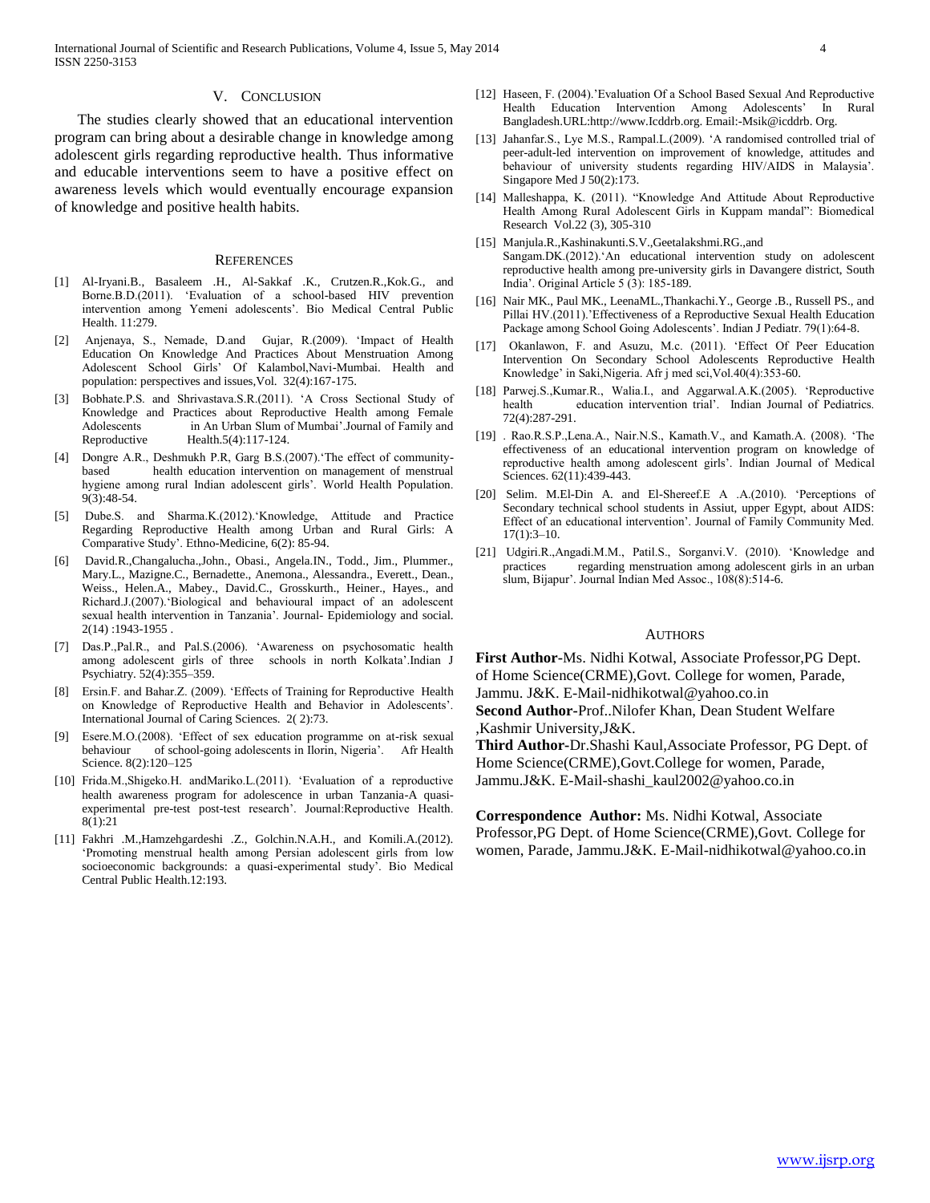## V. Conclusion

The studies clearly showed that an educational intervention program can bring about a desirable change in knowledge among adolescent girls regarding reproductive health. Thus informative and educable interventions seem to have a positive effect on awareness levels which would eventually encourage expansion of knowledge and positive health habits.

## References

[1] Al-Iryani.B., Basaleem .H., Al-Sakkaf .K., Crutzen.R.,Kok.G., and Borne.B.D.(2011). 'Evaluation of a school-based HIV prevention intervention among Yemeni adolescents'. Bio Medical Central Public Health. 11:279.

[2] Anjenaya, S., Nemade, D.and Gujar, R.(2009). 'Impact of Health Education On Knowledge And Practices About Menstruation Among Adolescent School Girls' Of Kalambol,Navi-Mumbai. Health and population: perspectives and issues,Vol. 32(4):167-175.

[3] Bobhate.P.S. and Shrivastava.S.R.(2011). 'A Cross Sectional Study of Knowledge and Practices about Reproductive Health among Female Adolescents in An Urban Slum of Mumbai'.Journal of Family and Reproductive Health.5(4):117-124.

[4] Dongre A.R., Deshmukh P.R, Garg B.S.(2007).'The effect of community-based health education intervention on management of menstrual hygiene among rural Indian adolescent girls'. World Health Population. 9(3):48-54.

[5] Dube.S. and Sharma.K.(2012).'Knowledge, Attitude and Practice Regarding Reproductive Health among Urban and Rural Girls: A Comparative Study'. Ethno-Medicine, 6(2): 85-94.

[6] David.R.,Changalucha.,John., Obasi., Angela.IN., Todd., Jim., Plummer., Mary.L., Mazigne.C., Bernadette., Anemona., Alessandra., Everett., Dean., Weiss., Helen.A., Mabey., David.C., Grosskurth., Heiner., Hayes., and Richard.J.(2007).'Biological and behavioural impact of an adolescent sexual health intervention in Tanzania'. Journal- Epidemiology and social. 2(14) :1943-1955 .

[7] Das.P.,Pal.R., and Pal.S.(2006). 'Awareness on psychosomatic health among adolescent girls of three schools in north Kolkata'.Indian J Psychiatry. 52(4):355–359.

[8] Ersin.F. and Bahar.Z. (2009). 'Effects of Training for Reproductive Health on Knowledge of Reproductive Health and Behavior in Adolescents'. International Journal of Caring Sciences. 2( 2):73.

[9] Esere.M.O.(2008). 'Effect of sex education programme on at-risk sexual behaviour of school-going adolescents in Ilorin, Nigeria'. Afr Health Science. 8(2):120–125

[10] Frida.M.,Shigeko.H. andMariko.L.(2011). 'Evaluation of a reproductive health awareness program for adolescence in urban Tanzania-A quasi-experimental pre-test post-test research'. Journal:Reproductive Health. 8(1):21

[11] Fakhri .M.,Hamzehgardeshi .Z., Golchin.N.A.H., and Komili.A.(2012). 'Promoting menstrual health among Persian adolescent girls from low socioeconomic backgrounds: a quasi-experimental study'. Bio Medical Central Public Health.12:193.

[12] Haseen, F. (2004).'Evaluation Of a School Based Sexual And Reproductive Health Education Intervention Among Adolescents' In Rural Bangladesh.URL:http://www.Icddrb.org. Email:-Msik@icddrb. Org.

[13] Jahanfar.S., Lye M.S., Rampal.L.(2009). 'A randomised controlled trial of peer-adult-led intervention on improvement of knowledge, attitudes and behaviour of university students regarding HIV/AIDS in Malaysia'. Singapore Med J 50(2):173.

[14] Malleshappa, K. (2011). "Knowledge And Attitude About Reproductive Health Among Rural Adolescent Girls in Kuppam mandal": Biomedical Research Vol.22 (3), 305-310

[15] Manjula.R.,Kashinakunti.S.V.,Geetalakshmi.RG.,and Sangam.DK.(2012).'An educational intervention study on adolescent reproductive health among pre-university girls in Davangere district, South India'. Original Article 5 (3): 185-189.

[16] Nair MK., Paul MK., LeenaML.,Thankachi.Y., George .B., Russell PS., and Pillai HV.(2011).'Effectiveness of a Reproductive Sexual Health Education Package among School Going Adolescents'. Indian J Pediatr. 79(1):64-8.

[17] Okanlawon, F. and Asuzu, M.c. (2011). 'Effect Of Peer Education Intervention On Secondary School Adolescents Reproductive Health Knowledge' in Saki,Nigeria. Afr j med sci,Vol.40(4):353-60.

[18] Parwej.S.,Kumar.R., Walia.I., and Aggarwal.A.K.(2005). 'Reproductive health education intervention trial'. Indian Journal of Pediatrics. 72(4):287-291.

[19] . Rao.R.S.P.,Lena.A., Nair.N.S., Kamath.V., and Kamath.A. (2008). 'The effectiveness of an educational intervention program on knowledge of reproductive health among adolescent girls'. Indian Journal of Medical Sciences. 62(11):439-443.

[20] Selim. M.El-Din A. and El-Shereef.E A .A.(2010). 'Perceptions of Secondary technical school students in Assiut, upper Egypt, about AIDS: Effect of an educational intervention'. Journal of Family Community Med. 17(1):3–10.

[21] Udgiri.R.,Angadi.M.M., Patil.S., Sorganvi.V. (2010). 'Knowledge and practices regarding menstruation among adolescent girls in an urban slum, Bijapur'. Journal Indian Med Assoc., 108(8):514-6.

## Authors

**First Author**-Ms. Nidhi Kotwal, Associate Professor,PG Dept. of Home Science(CRME),Govt. College for women, Parade, Jammu. J&K. E-Mail-nidhikotwal@yahoo.co.in

**Second Author**-Prof..Nilofer Khan, Dean Student Welfare ,Kashmir University,J&K.

**Third Author**-Dr.Shashi Kaul,Associate Professor, PG Dept. of Home Science(CRME),Govt.College for women, Parade, Jammu.J&K. E-Mail-shashi_kaul2002@yahoo.co.in

**Correspondence Author:** Ms. Nidhi Kotwal, Associate Professor,PG Dept. of Home Science(CRME),Govt. College for women, Parade, Jammu.J&K. E-Mail-nidhikotwal@yahoo.co.in